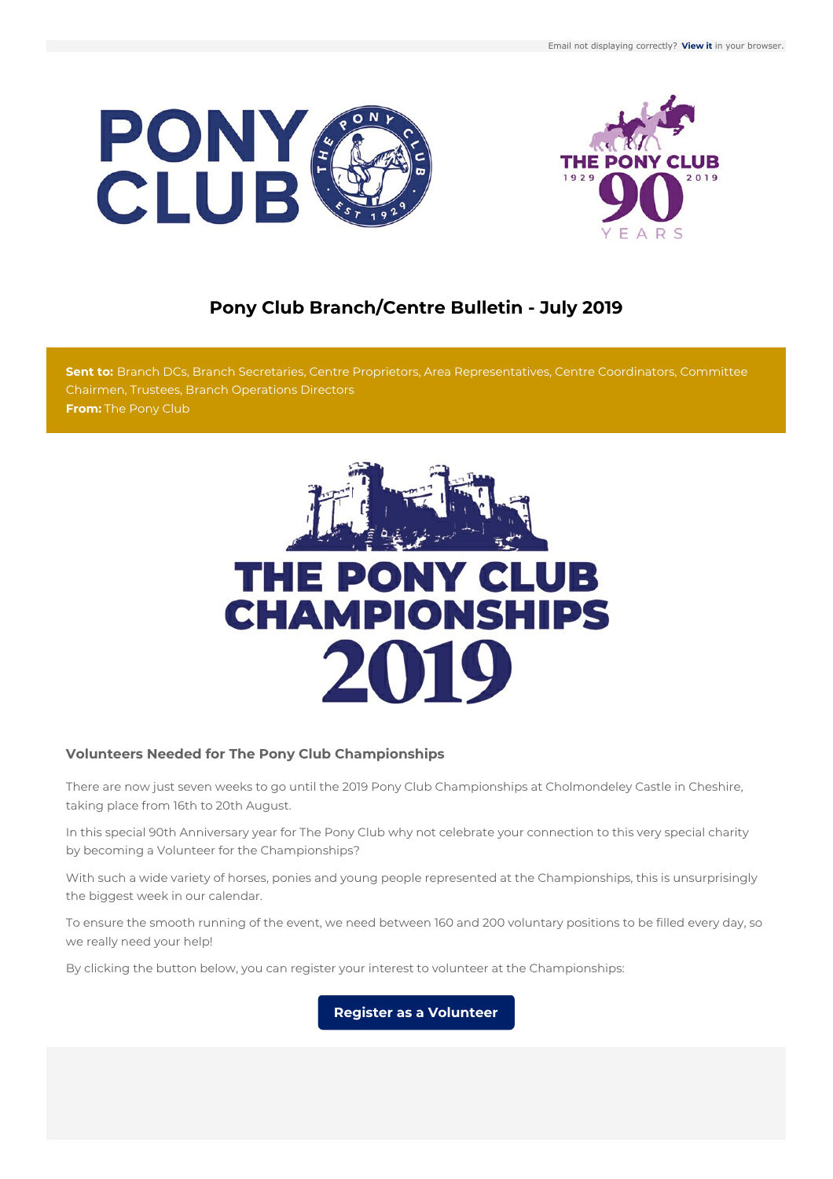Email not displaying correctly? **View it** in your browser.

# Pony Club Branch/Centre Bulletin - July 2019

**Sent to:** Branch DCs, Branch Secretaries, Centre Proprietors, Area Representatives, Centre Coordinators, Committee Chairmen, Trustees, Branch Operations Directors
**From:** The Pony Club

### Volunteers Needed for The Pony Club Championships

There are now just seven weeks to go until the 2019 Pony Club Championships at Cholmondeley Castle in Cheshire, taking place from 16th to 20th August.

In this special 90th Anniversary year for The Pony Club why not celebrate your connection to this very special charity by becoming a Volunteer for the Championships?

With such a wide variety of horses, ponies and young people represented at the Championships, this is unsurprisingly the biggest week in our calendar.

To ensure the smooth running of the event, we need between 160 and 200 voluntary positions to be filled every day, so we really need your help!

By clicking the button below, you can register your interest to volunteer at the Championships:

**Register as a Volunteer**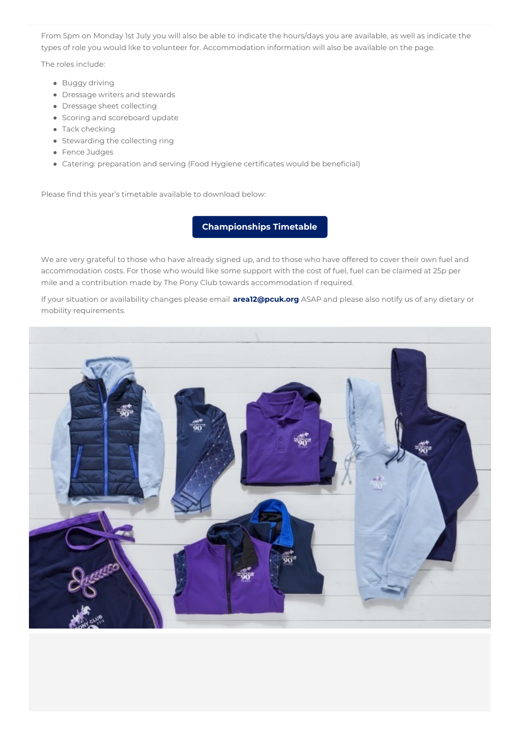From 5pm on Monday 1st July you will also be able to indicate the hours/days you are available, as well as indicate the types of role you would like to volunteer for. Accommodation information will also be available on the page.

The roles include:

- Buggy driving
- Dressage writers and stewards
- Dressage sheet collecting
- Scoring and scoreboard update
- Tack checking
- Stewarding the collecting ring
- Fence Judges
- Catering: preparation and serving (Food Hygiene certificates would be beneficial)

Please find this year's timetable available to download below:

**Championships Timetable**

We are very grateful to those who have already signed up, and to those who have offered to cover their own fuel and accommodation costs. For those who would like some support with the cost of fuel, fuel can be claimed at 25p per mile and a contribution made by The Pony Club towards accommodation if required.

If your situation or availability changes please email **area12@pcuk.org** ASAP and please also notify us of any dietary or mobility requirements.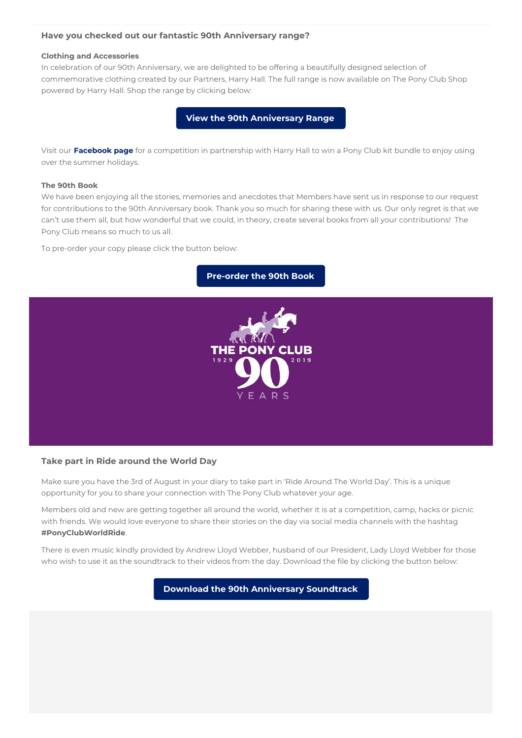## Have you checked out our fantastic 90th Anniversary range?

**Clothing and Accessories**

In celebration of our 90th Anniversary, we are delighted to be offering a beautifully designed selection of commemorative clothing created by our Partners, Harry Hall. The full range is now available on The Pony Club Shop powered by Harry Hall. Shop the range by clicking below:

**View the 90th Anniversary Range**

Visit our **Facebook page** for a competition in partnership with Harry Hall to win a Pony Club kit bundle to enjoy using over the summer holidays.

**The 90th Book**

We have been enjoying all the stories, memories and anecdotes that Members have sent us in response to our request for contributions to the 90th Anniversary book. Thank you so much for sharing these with us. Our only regret is that we can't use them all, but how wonderful that we could, in theory, create several books from all your contributions! The Pony Club means so much to us all.

To pre-order your copy please click the button below:

**Pre-order the 90th Book**

THE PONY CLUB 1929 90 2019 YEARS

## Take part in Ride around the World Day

Make sure you have the 3rd of August in your diary to take part in 'Ride Around The World Day'. This is a unique opportunity for you to share your connection with The Pony Club whatever your age.

Members old and new are getting together all around the world, whether it is at a competition, camp, hacks or picnic with friends. We would love everyone to share their stories on the day via social media channels with the hashtag **#PonyClubWorldRide**.

There is even music kindly provided by Andrew Lloyd Webber, husband of our President, Lady Lloyd Webber for those who wish to use it as the soundtrack to their videos from the day. Download the file by clicking the button below:

**Download the 90th Anniversary Soundtrack**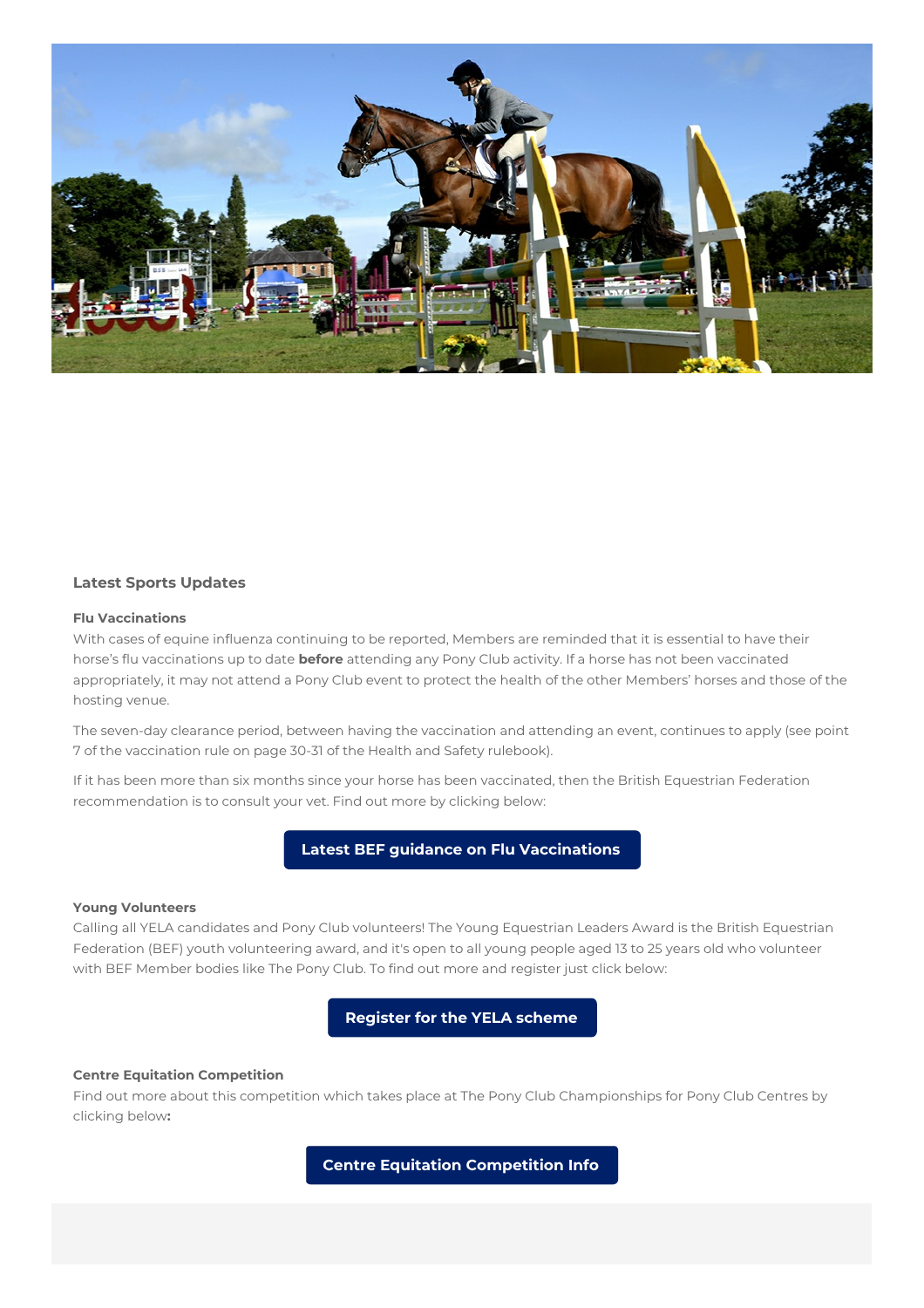## Latest Sports Updates

### Flu Vaccinations

With cases of equine influenza continuing to be reported, Members are reminded that it is essential to have their horse's flu vaccinations up to date **before** attending any Pony Club activity. If a horse has not been vaccinated appropriately, it may not attend a Pony Club event to protect the health of the other Members' horses and those of the hosting venue.

The seven-day clearance period, between having the vaccination and attending an event, continues to apply (see point 7 of the vaccination rule on page 30-31 of the Health and Safety rulebook).

If it has been more than six months since your horse has been vaccinated, then the British Equestrian Federation recommendation is to consult your vet. Find out more by clicking below:

**Latest BEF guidance on Flu Vaccinations**

### Young Volunteers

Calling all YELA candidates and Pony Club volunteers! The Young Equestrian Leaders Award is the British Equestrian Federation (BEF) youth volunteering award, and it's open to all young people aged 13 to 25 years old who volunteer with BEF Member bodies like The Pony Club. To find out more and register just click below:

**Register for the YELA scheme**

### Centre Equitation Competition

Find out more about this competition which takes place at The Pony Club Championships for Pony Club Centres by clicking below**:**

**Centre Equitation Competition Info**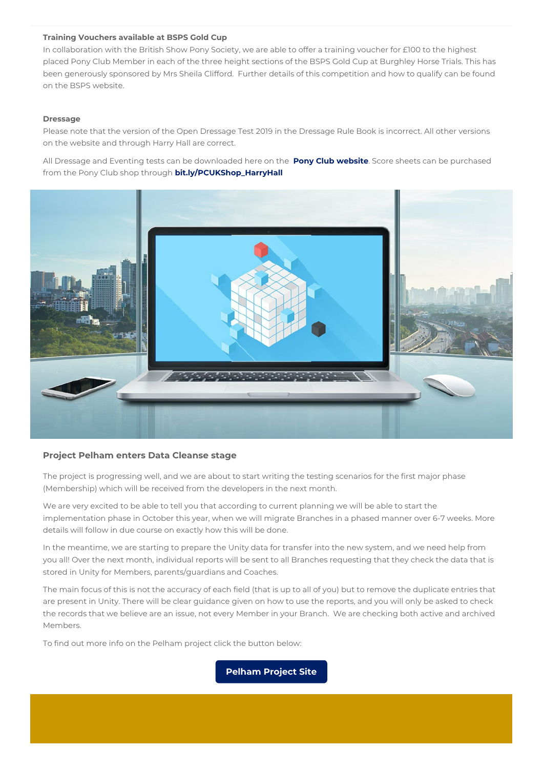**Training Vouchers available at BSPS Gold Cup**

In collaboration with the British Show Pony Society, we are able to offer a training voucher for £100 to the highest placed Pony Club Member in each of the three height sections of the BSPS Gold Cup at Burghley Horse Trials. This has been generously sponsored by Mrs Sheila Clifford. Further details of this competition and how to qualify can be found on the BSPS website.

**Dressage**

Please note that the version of the Open Dressage Test 2019 in the Dressage Rule Book is incorrect. All other versions on the website and through Harry Hall are correct.

All Dressage and Eventing tests can be downloaded here on the **Pony Club website**. Score sheets can be purchased from the Pony Club shop through **bit.ly/PCUKShop_HarryHall**

**Project Pelham enters Data Cleanse stage**

The project is progressing well, and we are about to start writing the testing scenarios for the first major phase (Membership) which will be received from the developers in the next month.

We are very excited to be able to tell you that according to current planning we will be able to start the implementation phase in October this year, when we will migrate Branches in a phased manner over 6-7 weeks. More details will follow in due course on exactly how this will be done.

In the meantime, we are starting to prepare the Unity data for transfer into the new system, and we need help from you all! Over the next month, individual reports will be sent to all Branches requesting that they check the data that is stored in Unity for Members, parents/guardians and Coaches.

The main focus of this is not the accuracy of each field (that is up to all of you) but to remove the duplicate entries that are present in Unity. There will be clear guidance given on how to use the reports, and you will only be asked to check the records that we believe are an issue, not every Member in your Branch. We are checking both active and archived Members.

To find out more info on the Pelham project click the button below:

**Pelham Project Site**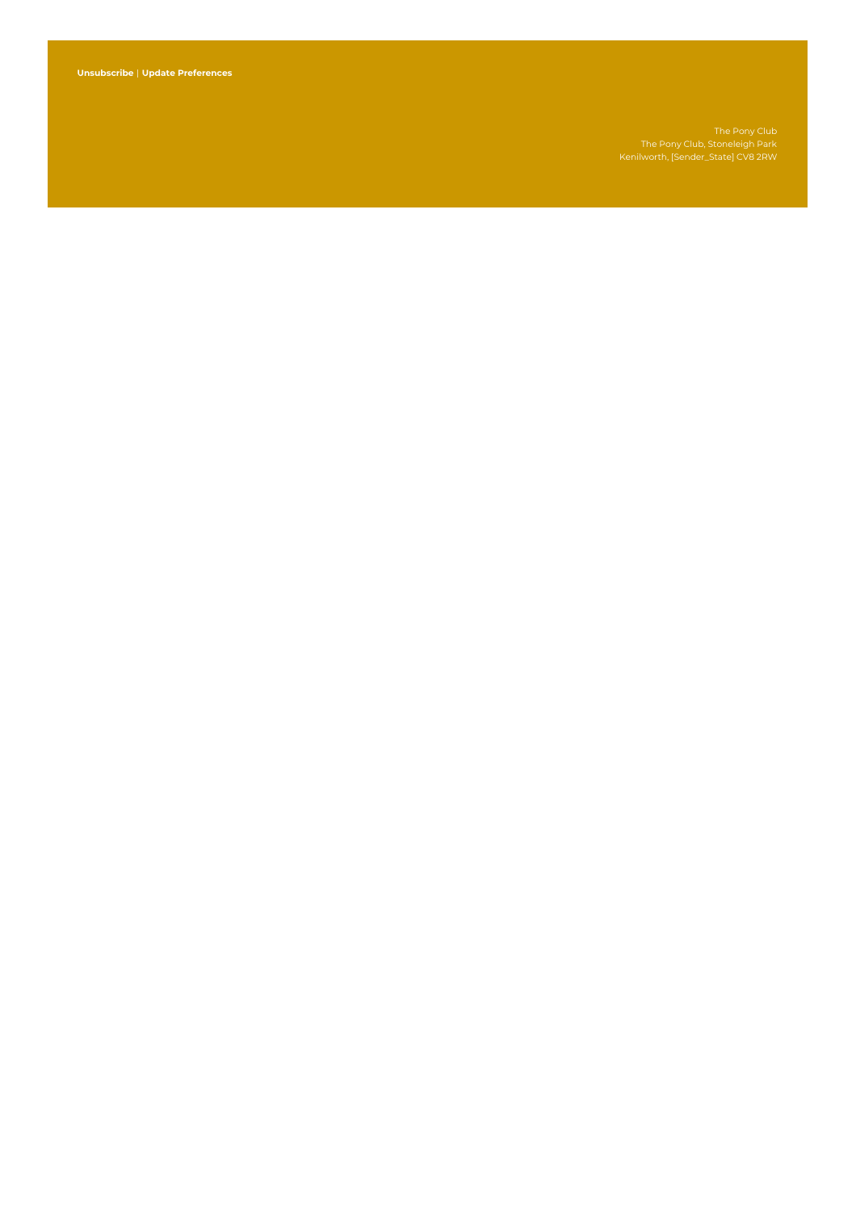**Unsubscribe** | **Update Preferences**

The Pony Club
The Pony Club, Stoneleigh Park
Kenilworth, [Sender_State] CV8 2RW